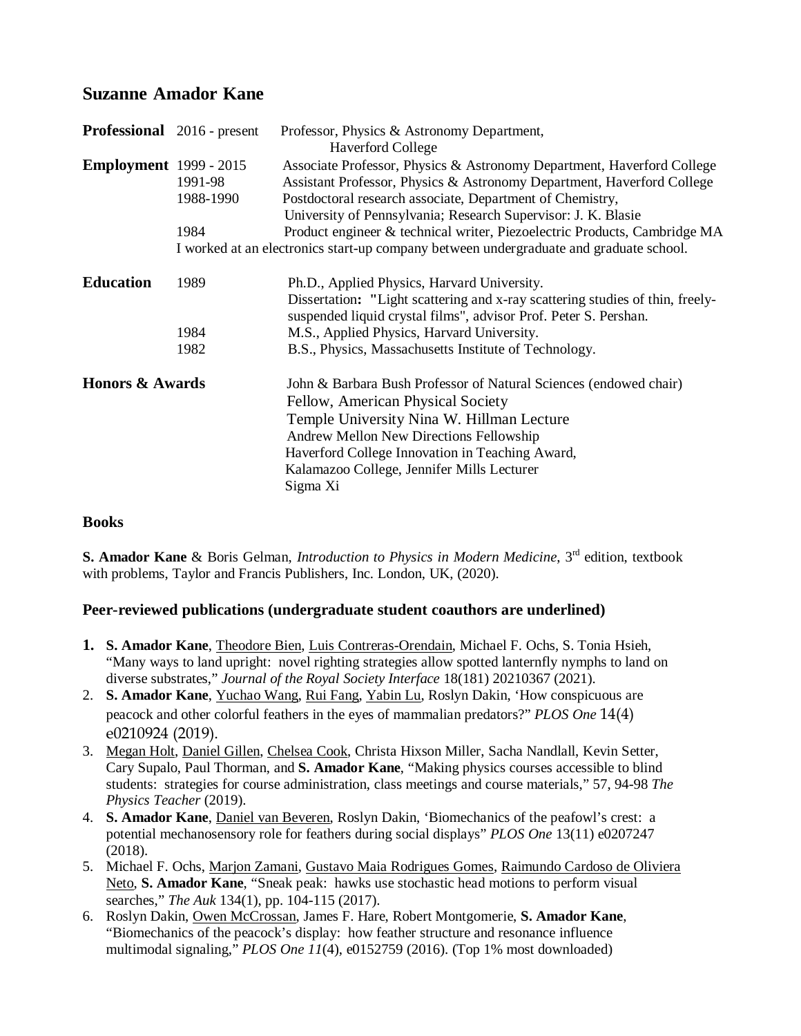# Suzanne Amador Kane

| | | |
|---|---|---|
| **Professional Employment** | 2016 - present | Professor, Physics & Astronomy Department, Haverford College |
| | 1999 - 2015 | Associate Professor, Physics & Astronomy Department, Haverford College |
| | 1991-98 | Assistant Professor, Physics & Astronomy Department, Haverford College |
| | 1988-1990 | Postdoctoral research associate, Department of Chemistry, University of Pennsylvania; Research Supervisor: J. K. Blasie |
| | 1984 | Product engineer & technical writer, Piezoelectric Products, Cambridge MA |

I worked at an electronics start-up company between undergraduate and graduate school.

| | | |
|---|---|---|
| **Education** | 1989 | Ph.D., Applied Physics, Harvard University. Dissertation: "Light scattering and x-ray scattering studies of thin, freely-suspended liquid crystal films", advisor Prof. Peter S. Pershan. |
| | 1984 | M.S., Applied Physics, Harvard University. |
| | 1982 | B.S., Physics, Massachusetts Institute of Technology. |

**Honors & Awards**

- John & Barbara Bush Professor of Natural Sciences (endowed chair)
- Fellow, American Physical Society
- Temple University Nina W. Hillman Lecture
- Andrew Mellon New Directions Fellowship
- Haverford College Innovation in Teaching Award,
- Kalamazoo College, Jennifer Mills Lecturer
- Sigma Xi

## Books

**S. Amador Kane** & Boris Gelman, *Introduction to Physics in Modern Medicine*, 3rd edition, textbook with problems, Taylor and Francis Publishers, Inc. London, UK, (2020).

## Peer-reviewed publications (undergraduate student coauthors are underlined)

1. **S. Amador Kane**, Theodore Bien, Luis Contreras-Orendain, Michael F. Ochs, S. Tonia Hsieh, "Many ways to land upright: novel righting strategies allow spotted lanternfly nymphs to land on diverse substrates," *Journal of the Royal Society Interface* 18(181) 20210367 (2021).
2. **S. Amador Kane**, Yuchao Wang, Rui Fang, Yabin Lu, Roslyn Dakin, 'How conspicuous are peacock and other colorful feathers in the eyes of mammalian predators?" *PLOS One* 14(4) e0210924 (2019).
3. Megan Holt, Daniel Gillen, Chelsea Cook, Christa Hixson Miller, Sacha Nandlall, Kevin Setter, Cary Supalo, Paul Thorman, and **S. Amador Kane**, "Making physics courses accessible to blind students: strategies for course administration, class meetings and course materials," 57, 94-98 *The Physics Teacher* (2019).
4. **S. Amador Kane**, Daniel van Beveren, Roslyn Dakin, 'Biomechanics of the peafowl's crest: a potential mechanosensory role for feathers during social displays" *PLOS One* 13(11) e0207247 (2018).
5. Michael F. Ochs, Marjon Zamani, Gustavo Maia Rodrigues Gomes, Raimundo Cardoso de Oliviera Neto, **S. Amador Kane**, "Sneak peak: hawks use stochastic head motions to perform visual searches," *The Auk* 134(1), pp. 104-115 (2017).
6. Roslyn Dakin, Owen McCrossan, James F. Hare, Robert Montgomerie, **S. Amador Kane**, "Biomechanics of the peacock's display: how feather structure and resonance influence multimodal signaling," *PLOS One 11*(4), e0152759 (2016). (Top 1% most downloaded)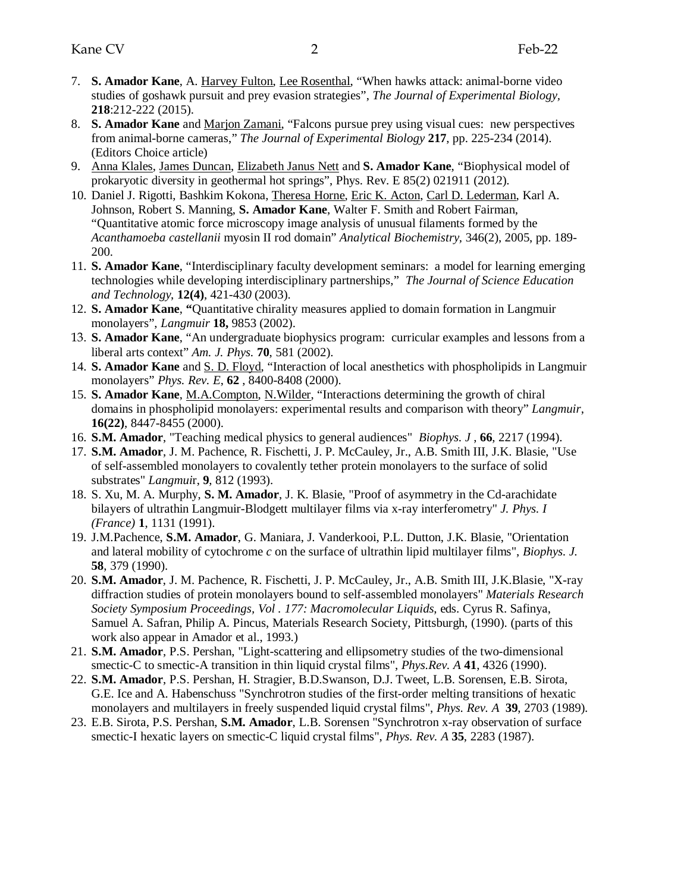7. **S. Amador Kane**, A. Harvey Fulton, Lee Rosenthal, “When hawks attack: animal-borne video studies of goshawk pursuit and prey evasion strategies”, *The Journal of Experimental Biology*, **218**:212-222 (2015).
8. **S. Amador Kane** and Marjon Zamani, “Falcons pursue prey using visual cues: new perspectives from animal-borne cameras,” *The Journal of Experimental Biology* **217**, pp. 225-234 (2014). (Editors Choice article)
9. Anna Klales, James Duncan, Elizabeth Janus Nett and **S. Amador Kane**, “Biophysical model of prokaryotic diversity in geothermal hot springs”, Phys. Rev. E 85(2) 021911 (2012).
10. Daniel J. Rigotti, Bashkim Kokona, Theresa Horne, Eric K. Acton, Carl D. Lederman, Karl A. Johnson, Robert S. Manning, **S. Amador Kane**, Walter F. Smith and Robert Fairman, “Quantitative atomic force microscopy image analysis of unusual filaments formed by the *Acanthamoeba castellanii* myosin II rod domain” *Analytical Biochemistry*, 346(2), 2005, pp. 189-200.
11. **S. Amador Kane**, “Interdisciplinary faculty development seminars: a model for learning emerging technologies while developing interdisciplinary partnerships,” *The Journal of Science Education and Technology*, **12(4)**, 421-430 (2003).
12. **S. Amador Kane**, **“**Quantitative chirality measures applied to domain formation in Langmuir monolayers”, *Langmuir* **18,** 9853 (2002).
13. **S. Amador Kane**, “An undergraduate biophysics program: curricular examples and lessons from a liberal arts context” *Am. J. Phys.* **70**, 581 (2002).
14. **S. Amador Kane** and S. D. Floyd, “Interaction of local anesthetics with phospholipids in Langmuir monolayers” *Phys. Rev. E*, **62** , 8400-8408 (2000).
15. **S. Amador Kane**, M.A.Compton, N.Wilder, “Interactions determining the growth of chiral domains in phospholipid monolayers: experimental results and comparison with theory” *Langmuir*, **16(22)**, 8447-8455 (2000).
16. **S.M. Amador**, "Teaching medical physics to general audiences" *Biophys. J* , **66**, 2217 (1994).
17. **S.M. Amador**, J. M. Pachence, R. Fischetti, J. P. McCauley, Jr., A.B. Smith III, J.K. Blasie, "Use of self-assembled monolayers to covalently tether protein monolayers to the surface of solid substrates" *Langmuir*, **9**, 812 (1993).
18. S. Xu, M. A. Murphy, **S. M. Amador**, J. K. Blasie, "Proof of asymmetry in the Cd-arachidate bilayers of ultrathin Langmuir-Blodgett multilayer films via x-ray interferometry" *J. Phys. I (France)* **1**, 1131 (1991).
19. J.M.Pachence, **S.M. Amador**, G. Maniara, J. Vanderkooi, P.L. Dutton, J.K. Blasie, "Orientation and lateral mobility of cytochrome *c* on the surface of ultrathin lipid multilayer films", *Biophys. J.* **58**, 379 (1990).
20. **S.M. Amador**, J. M. Pachence, R. Fischetti, J. P. McCauley, Jr., A.B. Smith III, J.K.Blasie, "X-ray diffraction studies of protein monolayers bound to self-assembled monolayers" *Materials Research Society Symposium Proceedings, Vol . 177: Macromolecular Liquids*, eds. Cyrus R. Safinya, Samuel A. Safran, Philip A. Pincus, Materials Research Society, Pittsburgh, (1990). (parts of this work also appear in Amador et al., 1993.)
21. **S.M. Amador**, P.S. Pershan, "Light-scattering and ellipsometry studies of the two-dimensional smectic-C to smectic-A transition in thin liquid crystal films", *Phys.Rev. A* **41**, 4326 (1990).
22. **S.M. Amador**, P.S. Pershan, H. Stragier, B.D.Swanson, D.J. Tweet, L.B. Sorensen, E.B. Sirota, G.E. Ice and A. Habenschuss "Synchrotron studies of the first-order melting transitions of hexatic monolayers and multilayers in freely suspended liquid crystal films", *Phys. Rev. A* **39**, 2703 (1989).
23. E.B. Sirota, P.S. Pershan, **S.M. Amador**, L.B. Sorensen "Synchrotron x-ray observation of surface smectic-I hexatic layers on smectic-C liquid crystal films", *Phys. Rev. A* **35**, 2283 (1987).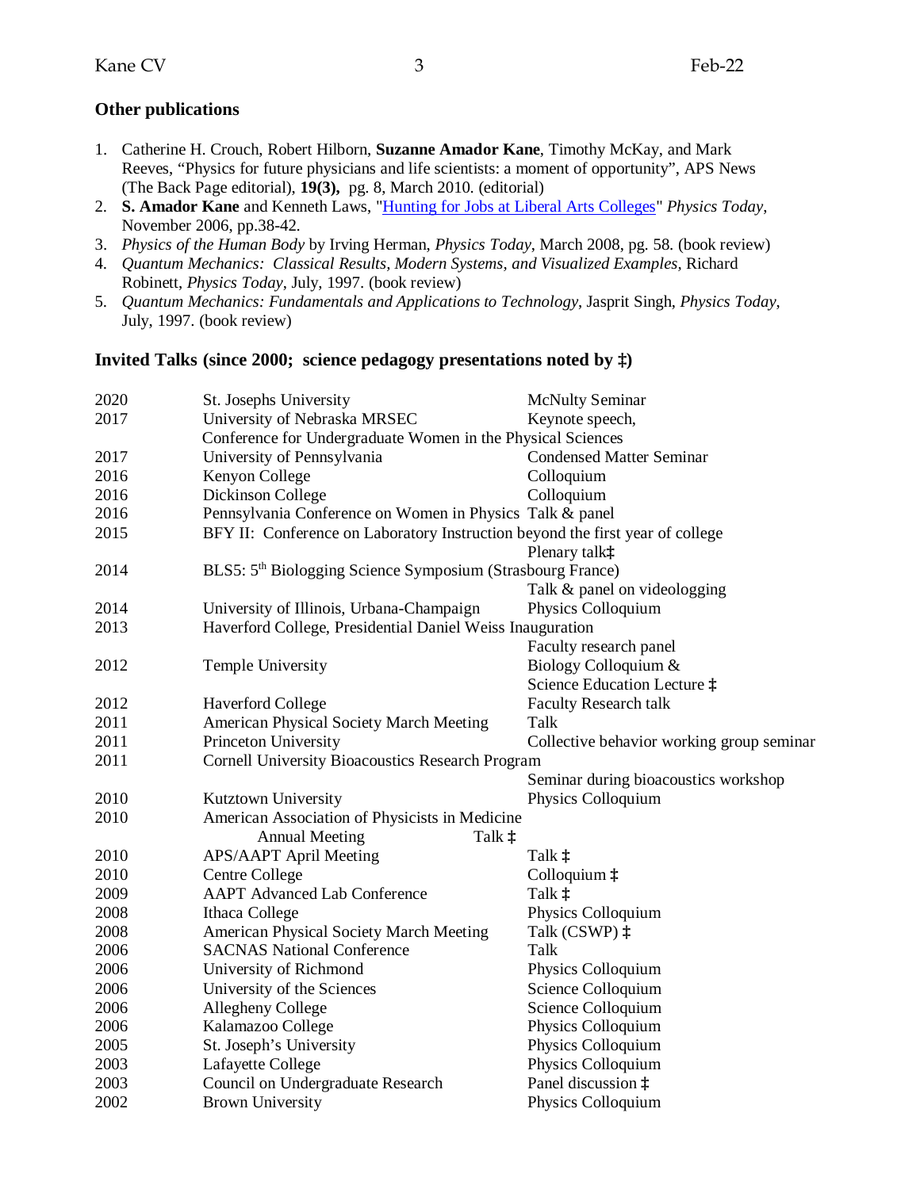## Other publications

1. Catherine H. Crouch, Robert Hilborn, **Suzanne Amador Kane**, Timothy McKay, and Mark Reeves, "Physics for future physicians and life scientists: a moment of opportunity", APS News (The Back Page editorial), **19(3),** pg. 8, March 2010. (editorial)
2. **S. Amador Kane** and Kenneth Laws, "Hunting for Jobs at Liberal Arts Colleges" *Physics Today*, November 2006, pp.38-42.
3. *Physics of the Human Body* by Irving Herman, *Physics Today*, March 2008, pg. 58. (book review)
4. *Quantum Mechanics: Classical Results, Modern Systems, and Visualized Examples,* Richard Robinett, *Physics Today*, July, 1997. (book review)
5. *Quantum Mechanics: Fundamentals and Applications to Technology*, Jasprit Singh, *Physics Today*, July, 1997. (book review)

## Invited Talks (since 2000; science pedagogy presentations noted by ‡)

| Year | Venue | Type |
|---|---|---|
| 2020 | St. Josephs University | McNulty Seminar |
| 2017 | University of Nebraska MRSEC Conference for Undergraduate Women in the Physical Sciences | Keynote speech, |
| 2017 | University of Pennsylvania | Condensed Matter Seminar |
| 2016 | Kenyon College | Colloquium |
| 2016 | Dickinson College | Colloquium |
| 2016 | Pennsylvania Conference on Women in Physics | Talk & panel |
| 2015 | BFY II: Conference on Laboratory Instruction beyond the first year of college | Plenary talk‡ |
| 2014 | BLS5: 5th Biologging Science Symposium (Strasbourg France) | Talk & panel on videologging |
| 2014 | University of Illinois, Urbana-Champaign | Physics Colloquium |
| 2013 | Haverford College, Presidential Daniel Weiss Inauguration | Faculty research panel |
| 2012 | Temple University | Biology Colloquium & Science Education Lecture ‡ |
| 2012 | Haverford College | Faculty Research talk |
| 2011 | American Physical Society March Meeting | Talk |
| 2011 | Princeton University | Collective behavior working group seminar |
| 2011 | Cornell University Bioacoustics Research Program | Seminar during bioacoustics workshop |
| 2010 | Kutztown University | Physics Colloquium |
| 2010 | American Association of Physicists in Medicine Annual Meeting | Talk ‡ |
| 2010 | APS/AAPT April Meeting | Talk ‡ |
| 2010 | Centre College | Colloquium ‡ |
| 2009 | AAPT Advanced Lab Conference | Talk ‡ |
| 2008 | Ithaca College | Physics Colloquium |
| 2008 | American Physical Society March Meeting | Talk (CSWP) ‡ |
| 2006 | SACNAS National Conference | Talk |
| 2006 | University of Richmond | Physics Colloquium |
| 2006 | University of the Sciences | Science Colloquium |
| 2006 | Allegheny College | Science Colloquium |
| 2006 | Kalamazoo College | Physics Colloquium |
| 2005 | St. Joseph's University | Physics Colloquium |
| 2003 | Lafayette College | Physics Colloquium |
| 2003 | Council on Undergraduate Research | Panel discussion ‡ |
| 2002 | Brown University | Physics Colloquium |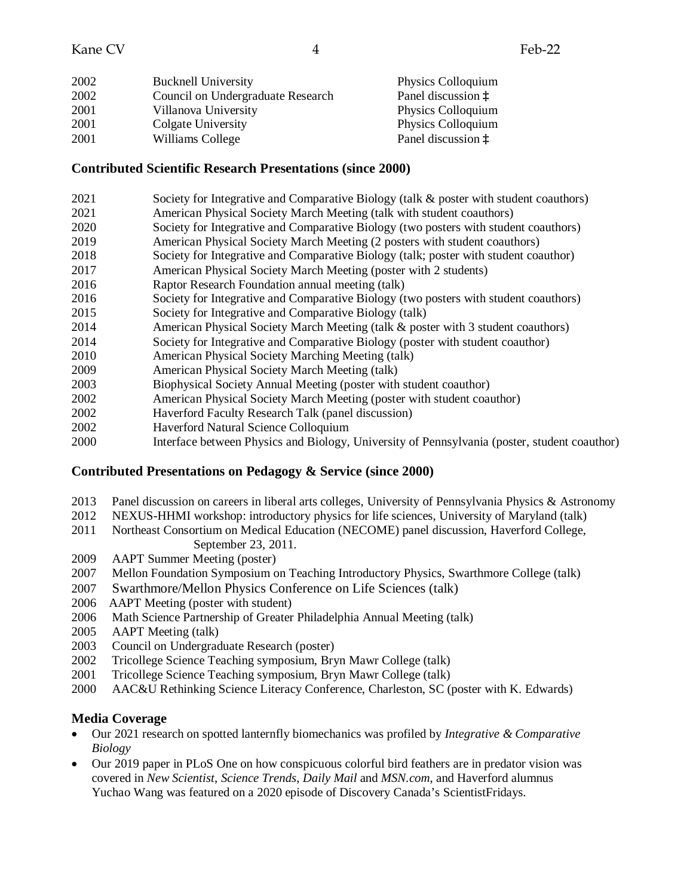| | | |
|---|---|---|
| 2002 | Bucknell University | Physics Colloquium |
| 2002 | Council on Undergraduate Research | Panel discussion ‡ |
| 2001 | Villanova University | Physics Colloquium |
| 2001 | Colgate University | Physics Colloquium |
| 2001 | Williams College | Panel discussion ‡ |

## Contributed Scientific Research Presentations (since 2000)

| | |
|---|---|
| 2021 | Society for Integrative and Comparative Biology (talk & poster with student coauthors) |
| 2021 | American Physical Society March Meeting (talk with student coauthors) |
| 2020 | Society for Integrative and Comparative Biology (two posters with student coauthors) |
| 2019 | American Physical Society March Meeting (2 posters with student coauthors) |
| 2018 | Society for Integrative and Comparative Biology (talk; poster with student coauthor) |
| 2017 | American Physical Society March Meeting (poster with 2 students) |
| 2016 | Raptor Research Foundation annual meeting (talk) |
| 2016 | Society for Integrative and Comparative Biology (two posters with student coauthors) |
| 2015 | Society for Integrative and Comparative Biology (talk) |
| 2014 | American Physical Society March Meeting (talk & poster with 3 student coauthors) |
| 2014 | Society for Integrative and Comparative Biology (poster with student coauthor) |
| 2010 | American Physical Society Marching Meeting (talk) |
| 2009 | American Physical Society March Meeting (talk) |
| 2003 | Biophysical Society Annual Meeting (poster with student coauthor) |
| 2002 | American Physical Society March Meeting (poster with student coauthor) |
| 2002 | Haverford Faculty Research Talk (panel discussion) |
| 2002 | Haverford Natural Science Colloquium |
| 2000 | Interface between Physics and Biology, University of Pennsylvania (poster, student coauthor) |

## Contributed Presentations on Pedagogy & Service (since 2000)

2013 Panel discussion on careers in liberal arts colleges, University of Pennsylvania Physics & Astronomy
2012 NEXUS-HHMI workshop: introductory physics for life sciences, University of Maryland (talk)
2011 Northeast Consortium on Medical Education (NECOME) panel discussion, Haverford College, September 23, 2011.
2009 AAPT Summer Meeting (poster)
2007 Mellon Foundation Symposium on Teaching Introductory Physics, Swarthmore College (talk)
2007 Swarthmore/Mellon Physics Conference on Life Sciences (talk)
2006 AAPT Meeting (poster with student)
2006 Math Science Partnership of Greater Philadelphia Annual Meeting (talk)
2005 AAPT Meeting (talk)
2003 Council on Undergraduate Research (poster)
2002 Tricollege Science Teaching symposium, Bryn Mawr College (talk)
2001 Tricollege Science Teaching symposium, Bryn Mawr College (talk)
2000 AAC&U Rethinking Science Literacy Conference, Charleston, SC (poster with K. Edwards)

## Media Coverage

- Our 2021 research on spotted lanternfly biomechanics was profiled by *Integrative & Comparative Biology*
- Our 2019 paper in PLoS One on how conspicuous colorful bird feathers are in predator vision was covered in *New Scientist*, *Science Trends*, *Daily Mail* and *MSN.com*, and Haverford alumnus Yuchao Wang was featured on a 2020 episode of Discovery Canada's ScientistFridays.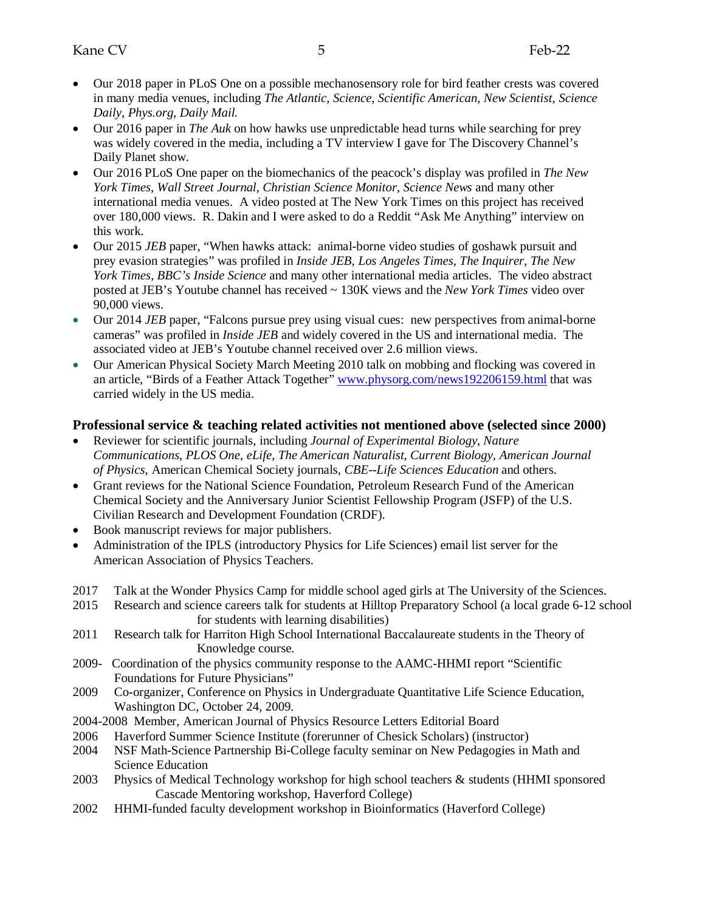- Our 2018 paper in PLoS One on a possible mechanosensory role for bird feather crests was covered in many media venues, including *The Atlantic*, *Science*, *Scientific American*, *New Scientist*, *Science Daily*, *Phys.org*, *Daily Mail.*
- Our 2016 paper in *The Auk* on how hawks use unpredictable head turns while searching for prey was widely covered in the media, including a TV interview I gave for The Discovery Channel's Daily Planet show.
- Our 2016 PLoS One paper on the biomechanics of the peacock's display was profiled in *The New York Times*, *Wall Street Journal*, *Christian Science Monitor*, *Science News* and many other international media venues. A video posted at The New York Times on this project has received over 180,000 views. R. Dakin and I were asked to do a Reddit "Ask Me Anything" interview on this work.
- Our 2015 *JEB* paper, "When hawks attack: animal-borne video studies of goshawk pursuit and prey evasion strategies" was profiled in *Inside JEB*, *Los Angeles Times*, *The Inquirer*, *The New York Times*, *BBC's Inside Science* and many other international media articles. The video abstract posted at JEB's Youtube channel has received ~ 130K views and the *New York Times* video over 90,000 views.
- Our 2014 *JEB* paper, "Falcons pursue prey using visual cues: new perspectives from animal-borne cameras" was profiled in *Inside JEB* and widely covered in the US and international media. The associated video at JEB's Youtube channel received over 2.6 million views.
- Our American Physical Society March Meeting 2010 talk on mobbing and flocking was covered in an article, "Birds of a Feather Attack Together" [www.physorg.com/news192206159.html](www.physorg.com/news192206159.html) that was carried widely in the US media.

## Professional service & teaching related activities not mentioned above (selected since 2000)

- Reviewer for scientific journals, including *Journal of Experimental Biology*, *Nature Communications*, *PLOS One*, *eLife*, *The American Naturalist*, *Current Biology*, *American Journal of Physics*, American Chemical Society journals, *CBE--Life Sciences Education* and others.
- Grant reviews for the National Science Foundation, Petroleum Research Fund of the American Chemical Society and the Anniversary Junior Scientist Fellowship Program (JSFP) of the U.S. Civilian Research and Development Foundation (CRDF).
- Book manuscript reviews for major publishers.
- Administration of the IPLS (introductory Physics for Life Sciences) email list server for the American Association of Physics Teachers.

2017 Talk at the Wonder Physics Camp for middle school aged girls at The University of the Sciences.

2015 Research and science careers talk for students at Hilltop Preparatory School (a local grade 6-12 school for students with learning disabilities)

2011 Research talk for Harriton High School International Baccalaureate students in the Theory of Knowledge course.

2009- Coordination of the physics community response to the AAMC-HHMI report "Scientific Foundations for Future Physicians"

2009 Co-organizer, Conference on Physics in Undergraduate Quantitative Life Science Education, Washington DC, October 24, 2009.

2004-2008 Member, American Journal of Physics Resource Letters Editorial Board

2006 Haverford Summer Science Institute (forerunner of Chesick Scholars) (instructor)

2004 NSF Math-Science Partnership Bi-College faculty seminar on New Pedagogies in Math and Science Education

2003 Physics of Medical Technology workshop for high school teachers & students (HHMI sponsored Cascade Mentoring workshop, Haverford College)

2002 HHMI-funded faculty development workshop in Bioinformatics (Haverford College)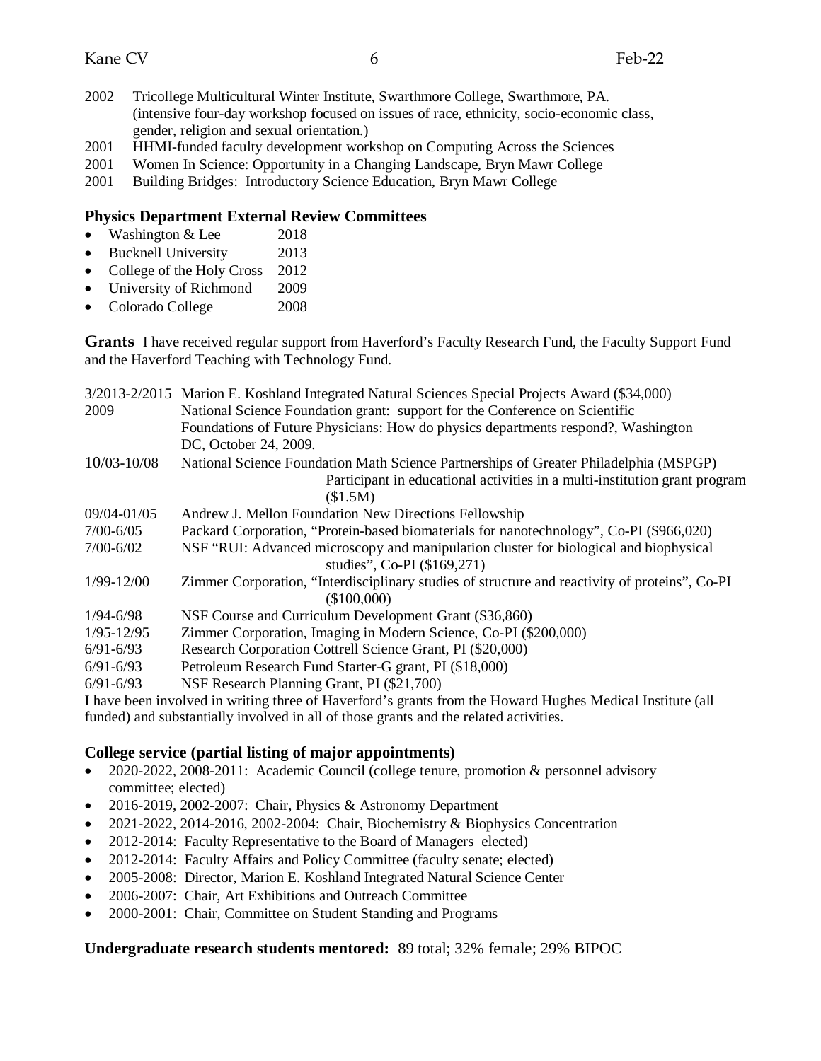2002 Tricollege Multicultural Winter Institute, Swarthmore College, Swarthmore, PA. (intensive four-day workshop focused on issues of race, ethnicity, socio-economic class, gender, religion and sexual orientation.)
2001 HHMI-funded faculty development workshop on Computing Across the Sciences
2001 Women In Science: Opportunity in a Changing Landscape, Bryn Mawr College
2001 Building Bridges: Introductory Science Education, Bryn Mawr College

**Physics Department External Review Committees**

- Washington & Lee 2018
- Bucknell University 2013
- College of the Holy Cross 2012
- University of Richmond 2009
- Colorado College 2008

**Grants** I have received regular support from Haverford's Faculty Research Fund, the Faculty Support Fund and the Haverford Teaching with Technology Fund.

| | |
|---|---|
| 3/2013-2/2015 | Marion E. Koshland Integrated Natural Sciences Special Projects Award ($34,000) |
| 2009 | National Science Foundation grant: support for the Conference on Scientific Foundations of Future Physicians: How do physics departments respond?, Washington DC, October 24, 2009. |
| 10/03-10/08 | National Science Foundation Math Science Partnerships of Greater Philadelphia (MSPGP) Participant in educational activities in a multi-institution grant program ($1.5M) |
| 09/04-01/05 | Andrew J. Mellon Foundation New Directions Fellowship |
| 7/00-6/05 | Packard Corporation, "Protein-based biomaterials for nanotechnology", Co-PI ($966,020) |
| 7/00-6/02 | NSF "RUI: Advanced microscopy and manipulation cluster for biological and biophysical studies", Co-PI ($169,271) |
| 1/99-12/00 | Zimmer Corporation, "Interdisciplinary studies of structure and reactivity of proteins", Co-PI ($100,000) |
| 1/94-6/98 | NSF Course and Curriculum Development Grant ($36,860) |
| 1/95-12/95 | Zimmer Corporation, Imaging in Modern Science, Co-PI ($200,000) |
| 6/91-6/93 | Research Corporation Cottrell Science Grant, PI ($20,000) |
| 6/91-6/93 | Petroleum Research Fund Starter-G grant, PI ($18,000) |
| 6/91-6/93 | NSF Research Planning Grant, PI ($21,700) |

I have been involved in writing three of Haverford's grants from the Howard Hughes Medical Institute (all funded) and substantially involved in all of those grants and the related activities.

**College service (partial listing of major appointments)**

- 2020-2022, 2008-2011: Academic Council (college tenure, promotion & personnel advisory committee; elected)
- 2016-2019, 2002-2007: Chair, Physics & Astronomy Department
- 2021-2022, 2014-2016, 2002-2004: Chair, Biochemistry & Biophysics Concentration
- 2012-2014: Faculty Representative to the Board of Managers elected)
- 2012-2014: Faculty Affairs and Policy Committee (faculty senate; elected)
- 2005-2008: Director, Marion E. Koshland Integrated Natural Science Center
- 2006-2007: Chair, Art Exhibitions and Outreach Committee
- 2000-2001: Chair, Committee on Student Standing and Programs

**Undergraduate research students mentored:** 89 total; 32% female; 29% BIPOC